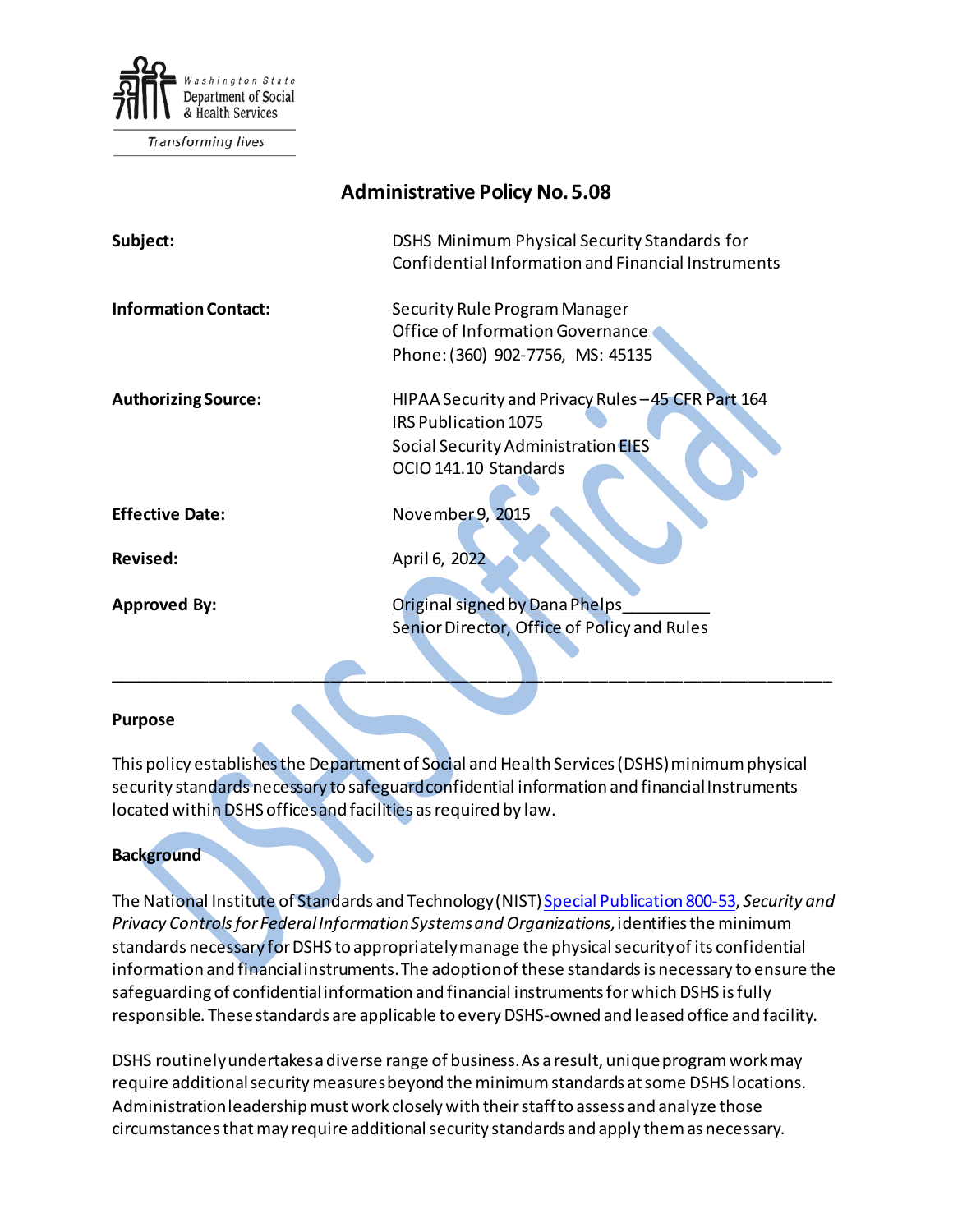Washington State Department of Social & Health Services

Transforming lives

# Administrative Policy No. 5.08

| | |
|---|---|
| **Subject:** | DSHS Minimum Physical Security Standards for Confidential Information and Financial Instruments |
| **Information Contact:** | Security Rule Program Manager<br>Office of Information Governance<br>Phone: (360) 902-7756, MS: 45135 |
| **Authorizing Source:** | HIPAA Security and Privacy Rules – 45 CFR Part 164<br>IRS Publication 1075<br>Social Security Administration EIES<br>OCIO 141.10 Standards |
| **Effective Date:** | November 9, 2015 |
| **Revised:** | April 6, 2022 |
| **Approved By:** | Original signed by Dana Phelps__________<br>Senior Director, Office of Policy and Rules |

---

## Purpose

This policy establishes the Department of Social and Health Services (DSHS) minimum physical security standards necessary to safeguard confidential information and financial Instruments located within DSHS offices and facilities as required by law.

## Background

The National Institute of Standards and Technology (NIST) Special Publication 800-53, *Security and Privacy Controls for Federal Information Systems and Organizations,* identifies the minimum standards necessary for DSHS to appropriately manage the physical security of its confidential information and financial instruments. The adoption of these standards is necessary to ensure the safeguarding of confidential information and financial instruments for which DSHS is fully responsible. These standards are applicable to every DSHS-owned and leased office and facility.

DSHS routinely undertakes a diverse range of business. As a result, unique program work may require additional security measures beyond the minimum standards at some DSHS locations. Administration leadership must work closely with their staff to assess and analyze those circumstances that may require additional security standards and apply them as necessary.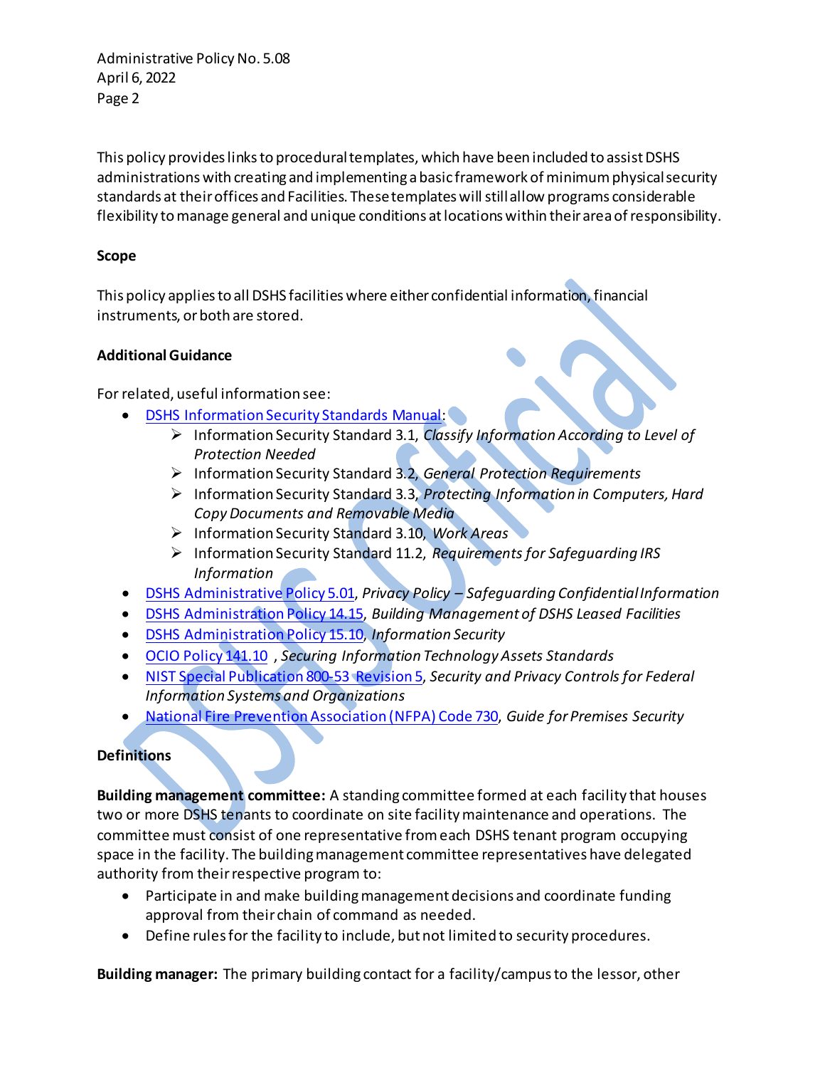This policy provides links to procedural templates, which have been included to assist DSHS administrations with creating and implementing a basic framework of minimum physical security standards at their offices and Facilities. These templates will still allow programs considerable flexibility to manage general and unique conditions at locations within their area of responsibility.

**Scope**

This policy applies to all DSHS facilities where either confidential information, financial instruments, or both are stored.

**Additional Guidance**

For related, useful information see:

- DSHS Information Security Standards Manual:
  - Information Security Standard 3.1, *Classify Information According to Level of Protection Needed*
  - Information Security Standard 3.2, *General Protection Requirements*
  - Information Security Standard 3.3, *Protecting Information in Computers, Hard Copy Documents and Removable Media*
  - Information Security Standard 3.10, *Work Areas*
  - Information Security Standard 11.2, *Requirements for Safeguarding IRS Information*
- DSHS Administrative Policy 5.01, *Privacy Policy – Safeguarding Confidential Information*
- DSHS Administration Policy 14.15, *Building Management of DSHS Leased Facilities*
- DSHS Administration Policy 15.10, *Information Security*
- OCIO Policy 141.10 , *Securing Information Technology Assets Standards*
- NIST Special Publication 800-53 Revision 5, *Security and Privacy Controls for Federal Information Systems and Organizations*
- National Fire Prevention Association (NFPA) Code 730, *Guide for Premises Security*

**Definitions**

**Building management committee:** A standing committee formed at each facility that houses two or more DSHS tenants to coordinate on site facility maintenance and operations. The committee must consist of one representative from each DSHS tenant program occupying space in the facility. The building management committee representatives have delegated authority from their respective program to:

- Participate in and make building management decisions and coordinate funding approval from their chain of command as needed.
- Define rules for the facility to include, but not limited to security procedures.

**Building manager:** The primary building contact for a facility/campus to the lessor, other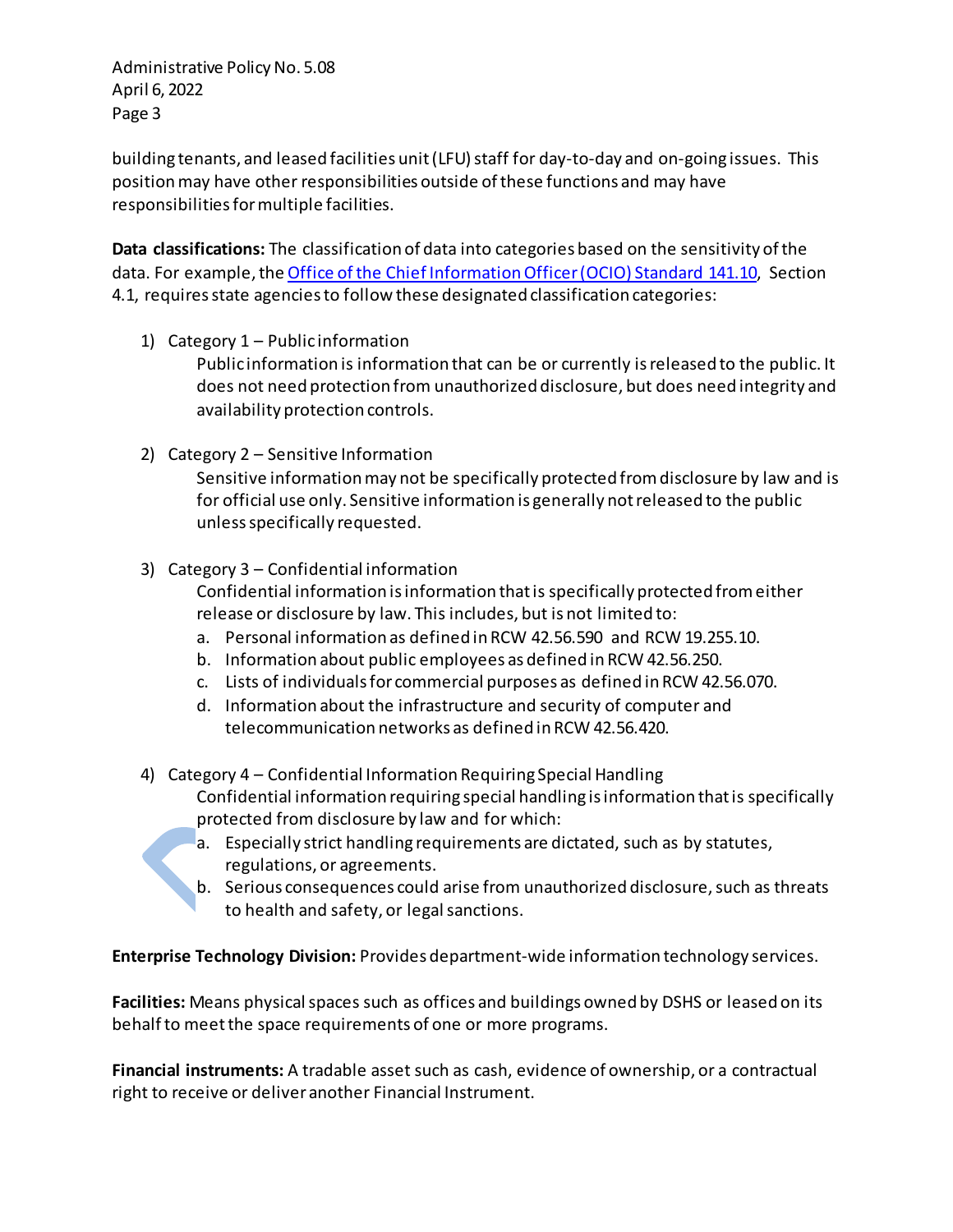building tenants, and leased facilities unit (LFU) staff for day-to-day and on-going issues. This position may have other responsibilities outside of these functions and may have responsibilities for multiple facilities.

**Data classifications:** The classification of data into categories based on the sensitivity of the data. For example, the [Office of the Chief Information Officer (OCIO) Standard 141.10](), Section 4.1, requires state agencies to follow these designated classification categories:

1) Category 1 – Public information
   Public information is information that can be or currently is released to the public. It does not need protection from unauthorized disclosure, but does need integrity and availability protection controls.

2) Category 2 – Sensitive Information
   Sensitive information may not be specifically protected from disclosure by law and is for official use only. Sensitive information is generally not released to the public unless specifically requested.

3) Category 3 – Confidential information
   Confidential information is information that is specifically protected from either release or disclosure by law. This includes, but is not limited to:
   a. Personal information as defined in RCW 42.56.590 and RCW 19.255.10.
   b. Information about public employees as defined in RCW 42.56.250.
   c. Lists of individuals for commercial purposes as defined in RCW 42.56.070.
   d. Information about the infrastructure and security of computer and telecommunication networks as defined in RCW 42.56.420.

4) Category 4 – Confidential Information Requiring Special Handling
   Confidential information requiring special handling is information that is specifically protected from disclosure by law and for which:
   a. Especially strict handling requirements are dictated, such as by statutes, regulations, or agreements.
   b. Serious consequences could arise from unauthorized disclosure, such as threats to health and safety, or legal sanctions.

**Enterprise Technology Division:** Provides department-wide information technology services.

**Facilities:** Means physical spaces such as offices and buildings owned by DSHS or leased on its behalf to meet the space requirements of one or more programs.

**Financial instruments:** A tradable asset such as cash, evidence of ownership, or a contractual right to receive or deliver another Financial Instrument.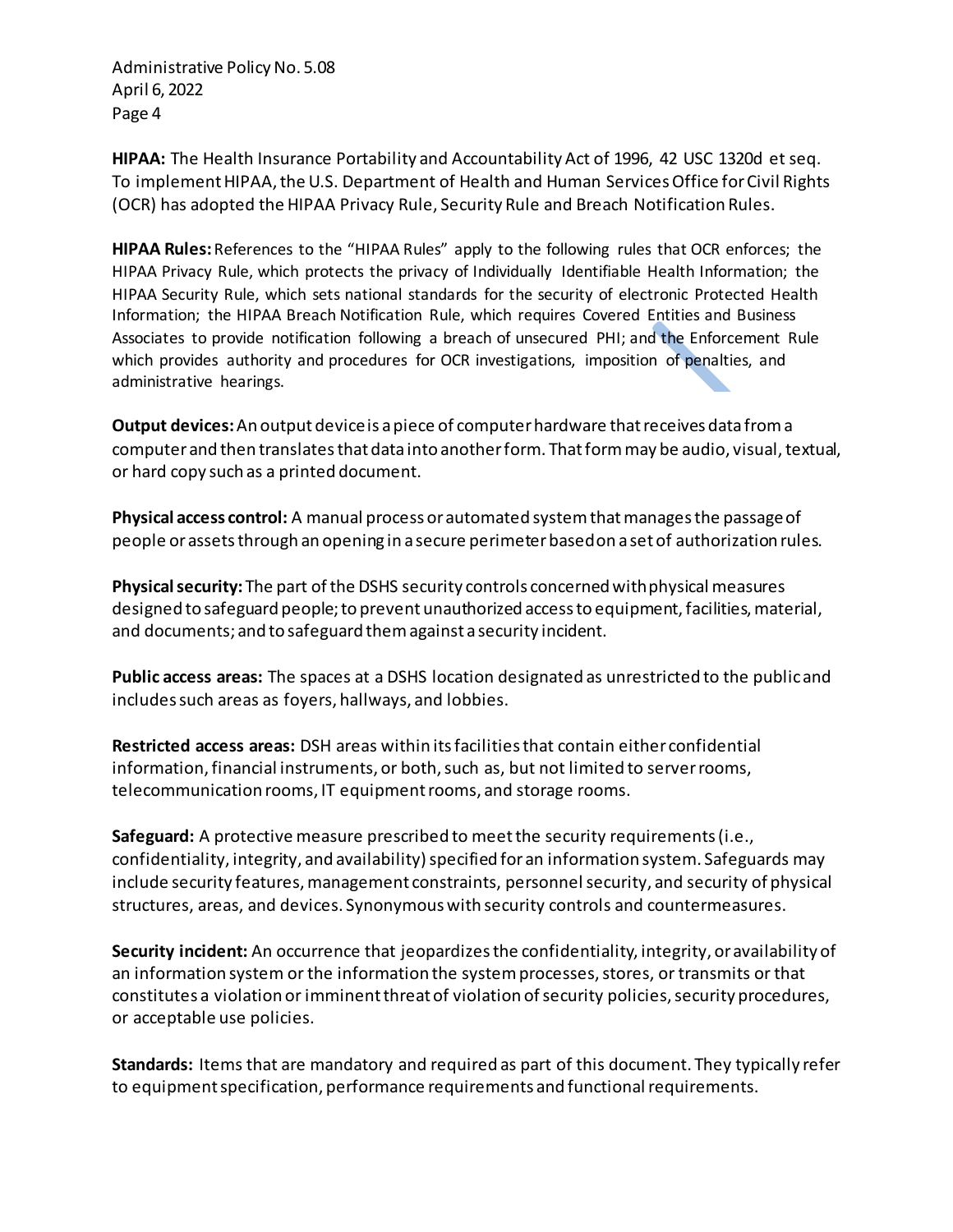**HIPAA:** The Health Insurance Portability and Accountability Act of 1996, 42 USC 1320d et seq. To implement HIPAA, the U.S. Department of Health and Human Services Office for Civil Rights (OCR) has adopted the HIPAA Privacy Rule, Security Rule and Breach Notification Rules.

**HIPAA Rules:** References to the "HIPAA Rules" apply to the following rules that OCR enforces; the HIPAA Privacy Rule, which protects the privacy of Individually Identifiable Health Information; the HIPAA Security Rule, which sets national standards for the security of electronic Protected Health Information; the HIPAA Breach Notification Rule, which requires Covered Entities and Business Associates to provide notification following a breach of unsecured PHI; and the Enforcement Rule which provides authority and procedures for OCR investigations, imposition of penalties, and administrative hearings.

**Output devices:** An output device is a piece of computer hardware that receives data from a computer and then translates that data into another form. That form may be audio, visual, textual, or hard copy such as a printed document.

**Physical access control:** A manual process or automated system that manages the passage of people or assets through an opening in a secure perimeter based on a set of authorization rules.

**Physical security:** The part of the DSHS security controls concerned with physical measures designed to safeguard people; to prevent unauthorized access to equipment, facilities, material, and documents; and to safeguard them against a security incident.

**Public access areas:** The spaces at a DSHS location designated as unrestricted to the public and includes such areas as foyers, hallways, and lobbies.

**Restricted access areas:** DSH areas within its facilities that contain either confidential information, financial instruments, or both, such as, but not limited to server rooms, telecommunication rooms, IT equipment rooms, and storage rooms.

**Safeguard:** A protective measure prescribed to meet the security requirements (i.e., confidentiality, integrity, and availability) specified for an information system. Safeguards may include security features, management constraints, personnel security, and security of physical structures, areas, and devices. Synonymous with security controls and countermeasures.

**Security incident:** An occurrence that jeopardizes the confidentiality, integrity, or availability of an information system or the information the system processes, stores, or transmits or that constitutes a violation or imminent threat of violation of security policies, security procedures, or acceptable use policies.

**Standards:** Items that are mandatory and required as part of this document. They typically refer to equipment specification, performance requirements and functional requirements.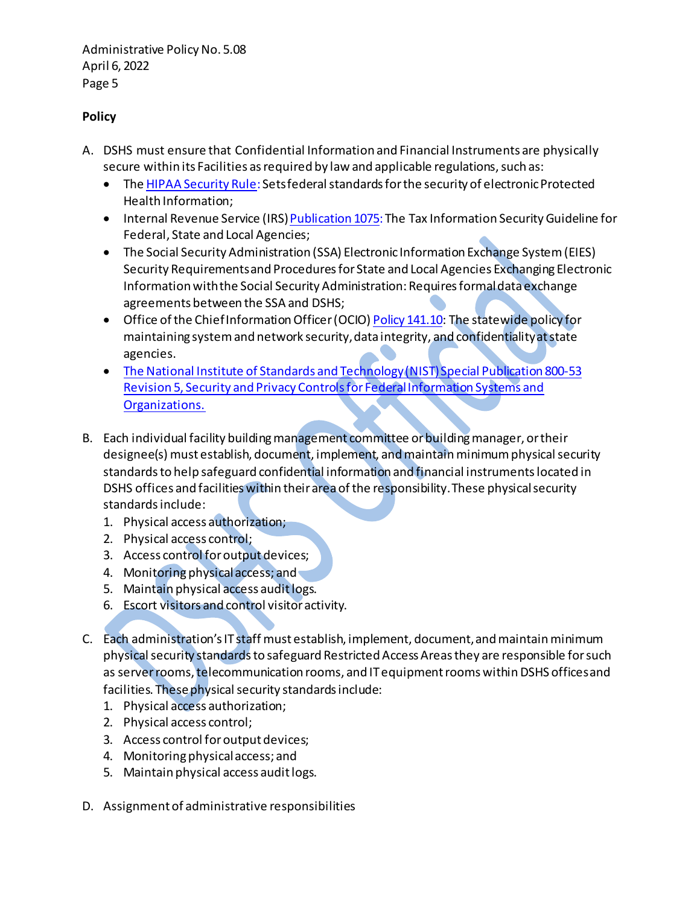**Policy**

A. DSHS must ensure that Confidential Information and Financial Instruments are physically secure within its Facilities as required by law and applicable regulations, such as:
   - The HIPAA Security Rule: Sets federal standards for the security of electronic Protected Health Information;
   - Internal Revenue Service (IRS) Publication 1075: The Tax Information Security Guideline for Federal, State and Local Agencies;
   - The Social Security Administration (SSA) Electronic Information Exchange System (EIES) Security Requirements and Procedures for State and Local Agencies Exchanging Electronic Information with the Social Security Administration: Requires formal data exchange agreements between the SSA and DSHS;
   - Office of the Chief Information Officer (OCIO) Policy 141.10: The statewide policy for maintaining system and network security, data integrity, and confidentiality at state agencies.
   - The National Institute of Standards and Technology (NIST) Special Publication 800-53 Revision 5, Security and Privacy Controls for Federal Information Systems and Organizations.

B. Each individual facility building management committee or building manager, or their designee(s) must establish, document, implement, and maintain minimum physical security standards to help safeguard confidential information and financial instruments located in DSHS offices and facilities within their area of the responsibility. These physical security standards include:
   1. Physical access authorization;
   2. Physical access control;
   3. Access control for output devices;
   4. Monitoring physical access; and
   5. Maintain physical access audit logs.
   6. Escort visitors and control visitor activity.

C. Each administration's IT staff must establish, implement, document, and maintain minimum physical security standards to safeguard Restricted Access Areas they are responsible for such as server rooms, telecommunication rooms, and IT equipment rooms within DSHS offices and facilities. These physical security standards include:
   1. Physical access authorization;
   2. Physical access control;
   3. Access control for output devices;
   4. Monitoring physical access; and
   5. Maintain physical access audit logs.

D. Assignment of administrative responsibilities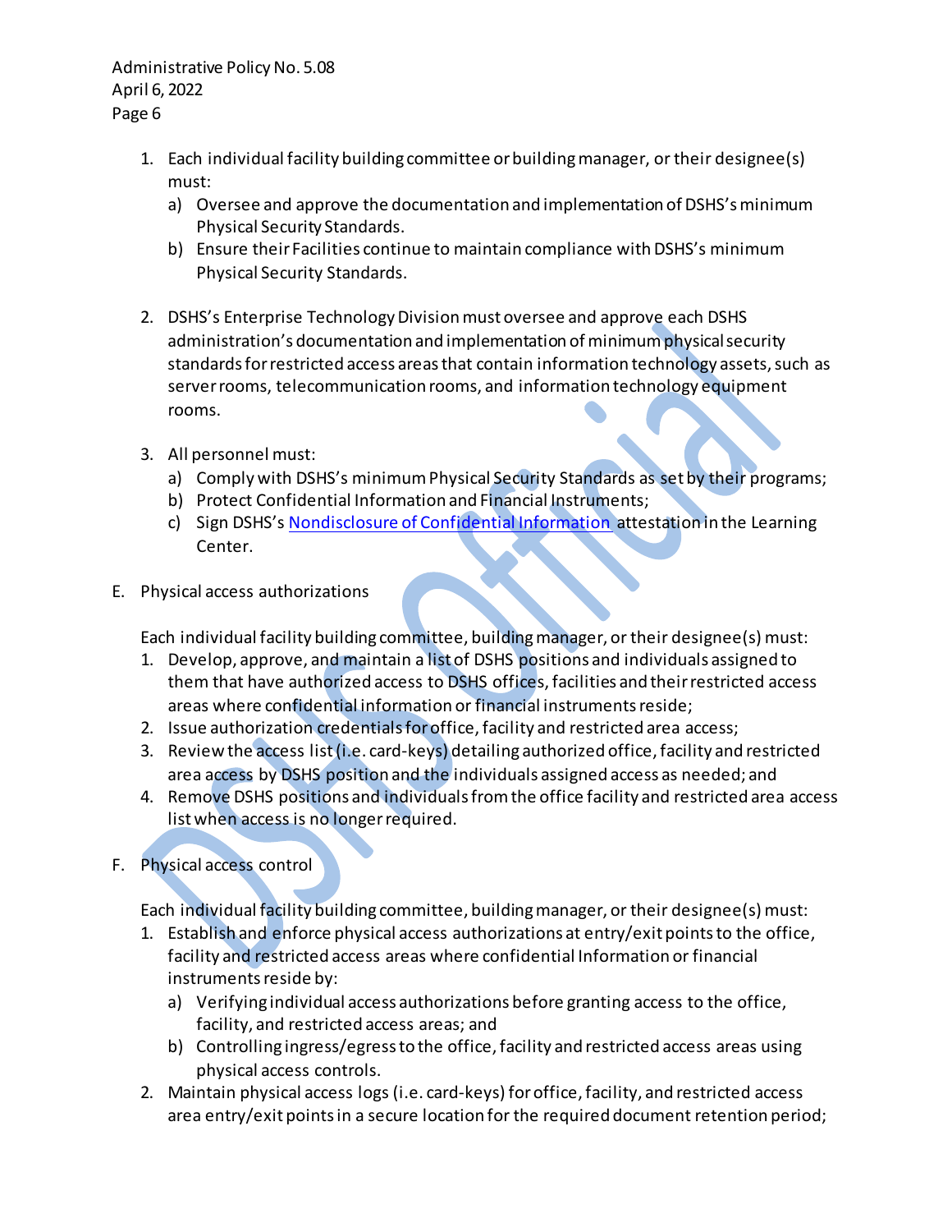1. Each individual facility building committee or building manager, or their designee(s) must:
   a) Oversee and approve the documentation and implementation of DSHS's minimum Physical Security Standards.
   b) Ensure their Facilities continue to maintain compliance with DSHS's minimum Physical Security Standards.

2. DSHS's Enterprise Technology Division must oversee and approve each DSHS administration's documentation and implementation of minimum physical security standards for restricted access areas that contain information technology assets, such as server rooms, telecommunication rooms, and information technology equipment rooms.

3. All personnel must:
   a) Comply with DSHS's minimum Physical Security Standards as set by their programs;
   b) Protect Confidential Information and Financial Instruments;
   c) Sign DSHS's [Nondisclosure of Confidential Information](#) attestation in the Learning Center.

E. Physical access authorizations

Each individual facility building committee, building manager, or their designee(s) must:

1. Develop, approve, and maintain a list of DSHS positions and individuals assigned to them that have authorized access to DSHS offices, facilities and their restricted access areas where confidential information or financial instruments reside;
2. Issue authorization credentials for office, facility and restricted area access;
3. Review the access list (i.e. card-keys) detailing authorized office, facility and restricted area access by DSHS position and the individuals assigned access as needed; and
4. Remove DSHS positions and individuals from the office facility and restricted area access list when access is no longer required.

F. Physical access control

Each individual facility building committee, building manager, or their designee(s) must:

1. Establish and enforce physical access authorizations at entry/exit points to the office, facility and restricted access areas where confidential Information or financial instruments reside by:
   a) Verifying individual access authorizations before granting access to the office, facility, and restricted access areas; and
   b) Controlling ingress/egress to the office, facility and restricted access areas using physical access controls.
2. Maintain physical access logs (i.e. card-keys) for office, facility, and restricted access area entry/exit points in a secure location for the required document retention period;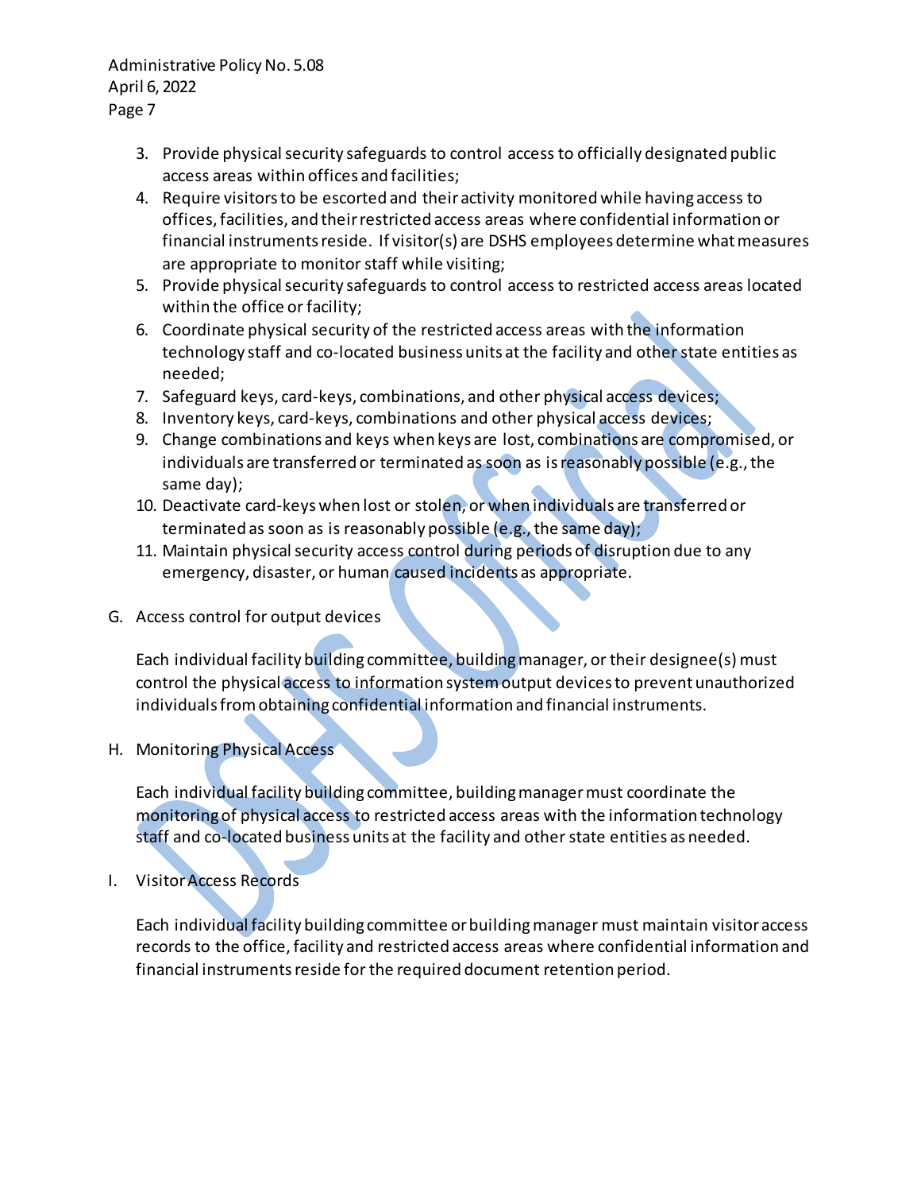3. Provide physical security safeguards to control access to officially designated public access areas within offices and facilities;
4. Require visitors to be escorted and their activity monitored while having access to offices, facilities, and their restricted access areas where confidential information or financial instruments reside. If visitor(s) are DSHS employees determine what measures are appropriate to monitor staff while visiting;
5. Provide physical security safeguards to control access to restricted access areas located within the office or facility;
6. Coordinate physical security of the restricted access areas with the information technology staff and co-located business units at the facility and other state entities as needed;
7. Safeguard keys, card-keys, combinations, and other physical access devices;
8. Inventory keys, card-keys, combinations and other physical access devices;
9. Change combinations and keys when keys are lost, combinations are compromised, or individuals are transferred or terminated as soon as is reasonably possible (e.g., the same day);
10. Deactivate card-keys when lost or stolen, or when individuals are transferred or terminated as soon as is reasonably possible (e.g., the same day);
11. Maintain physical security access control during periods of disruption due to any emergency, disaster, or human caused incidents as appropriate.

G. Access control for output devices

Each individual facility building committee, building manager, or their designee(s) must control the physical access to information system output devices to prevent unauthorized individuals from obtaining confidential information and financial instruments.

H. Monitoring Physical Access

Each individual facility building committee, building manager must coordinate the monitoring of physical access to restricted access areas with the information technology staff and co-located business units at the facility and other state entities as needed.

I. Visitor Access Records

Each individual facility building committee or building manager must maintain visitor access records to the office, facility and restricted access areas where confidential information and financial instruments reside for the required document retention period.